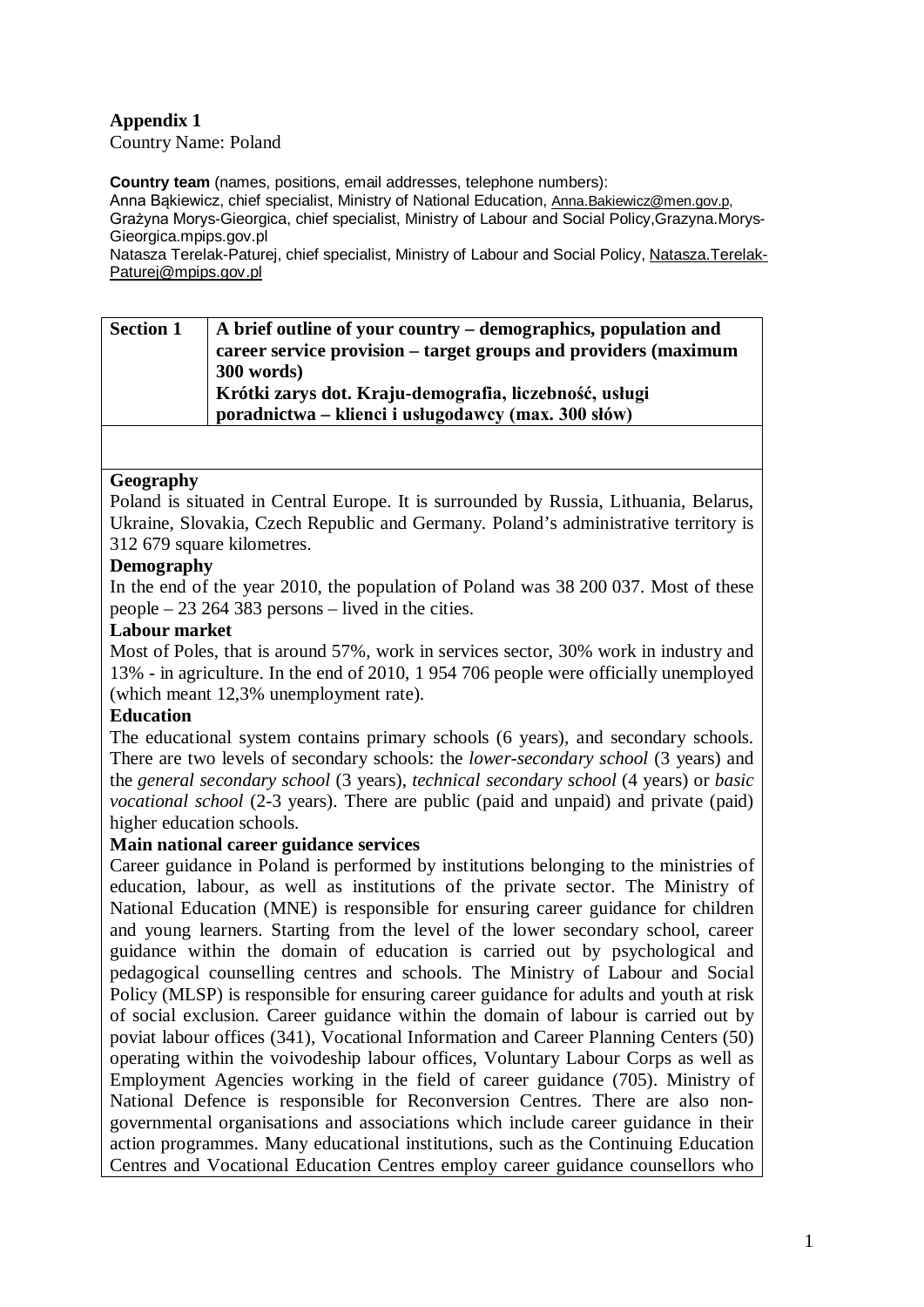**Appendix 1**
Country Name: Poland

**Country team** (names, positions, email addresses, telephone numbers):
Anna Bąkiewicz, chief specialist, Ministry of National Education, Anna.Bakiewicz@men.gov.p,
Grażyna Morys-Gieorgica, chief specialist, Ministry of Labour and Social Policy,Grazyna.Morys-Gieorgica.mpips.gov.pl
Natasza Terelak-Paturej, chief specialist, Ministry of Labour and Social Policy, Natasza.Terelak-Paturej@mpips.gov.pl

| Section 1 | A brief outline of your country – demographics, population and career service provision – target groups and providers (maximum 300 words)<br>Krótki zarys dot. Kraju-demografia, liczebność, usługi poradnictwa – klienci i usługodawcy (max. 300 słów) |
|---|---|

**Geography**

Poland is situated in Central Europe. It is surrounded by Russia, Lithuania, Belarus, Ukraine, Slovakia, Czech Republic and Germany. Poland's administrative territory is 312 679 square kilometres.

**Demography**

In the end of the year 2010, the population of Poland was 38 200 037. Most of these people – 23 264 383 persons – lived in the cities.

**Labour market**

Most of Poles, that is around 57%, work in services sector, 30% work in industry and 13% - in agriculture. In the end of 2010, 1 954 706 people were officially unemployed (which meant 12,3% unemployment rate).

**Education**

The educational system contains primary schools (6 years), and secondary schools. There are two levels of secondary schools: the *lower-secondary school* (3 years) and the *general secondary school* (3 years), *technical secondary school* (4 years) or *basic vocational school* (2-3 years). There are public (paid and unpaid) and private (paid) higher education schools.

**Main national career guidance services**

Career guidance in Poland is performed by institutions belonging to the ministries of education, labour, as well as institutions of the private sector. The Ministry of National Education (MNE) is responsible for ensuring career guidance for children and young learners. Starting from the level of the lower secondary school, career guidance within the domain of education is carried out by psychological and pedagogical counselling centres and schools. The Ministry of Labour and Social Policy (MLSP) is responsible for ensuring career guidance for adults and youth at risk of social exclusion. Career guidance within the domain of labour is carried out by poviat labour offices (341), Vocational Information and Career Planning Centers (50) operating within the voivodeship labour offices, Voluntary Labour Corps as well as Employment Agencies working in the field of career guidance (705). Ministry of National Defence is responsible for Reconversion Centres. There are also non-governmental organisations and associations which include career guidance in their action programmes. Many educational institutions, such as the Continuing Education Centres and Vocational Education Centres employ career guidance counsellors who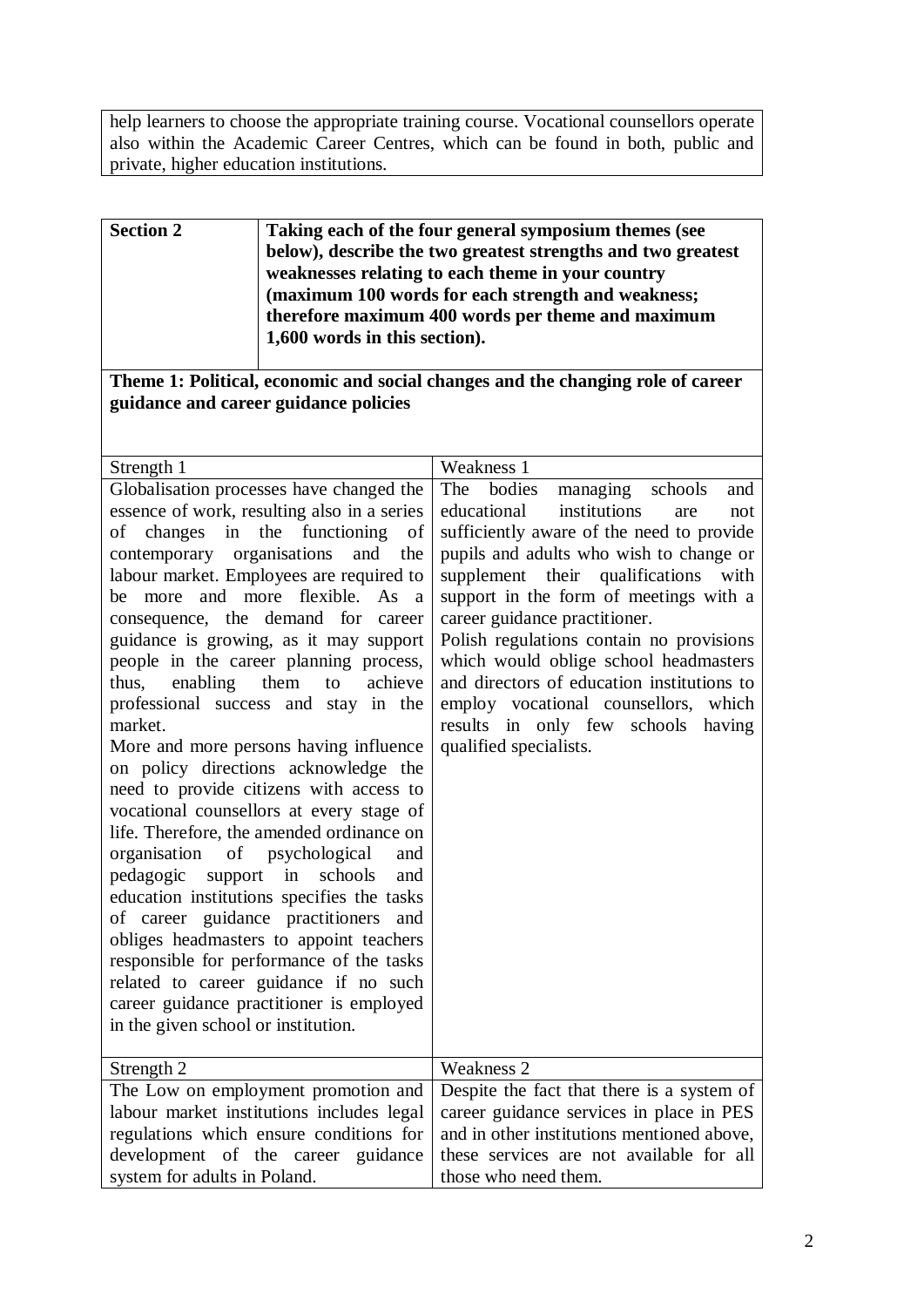help learners to choose the appropriate training course. Vocational counsellors operate also within the Academic Career Centres, which can be found in both, public and private, higher education institutions.

| **Section 2** | **Taking each of the four general symposium themes (see below), describe the two greatest strengths and two greatest weaknesses relating to each theme in your country (maximum 100 words for each strength and weakness; therefore maximum 400 words per theme and maximum 1,600 words in this section).** |
|---|---|

**Theme 1: Political, economic and social changes and the changing role of career guidance and career guidance policies**

| Strength 1 | Weakness 1 |
|---|---|
| Globalisation processes have changed the essence of work, resulting also in a series of changes in the functioning of contemporary organisations and the labour market. Employees are required to be more and more flexible. As a consequence, the demand for career guidance is growing, as it may support people in the career planning process, thus, enabling them to achieve professional success and stay in the market.<br>More and more persons having influence on policy directions acknowledge the need to provide citizens with access to vocational counsellors at every stage of life. Therefore, the amended ordinance on organisation of psychological and pedagogic support in schools and education institutions specifies the tasks of career guidance practitioners and obliges headmasters to appoint teachers responsible for performance of the tasks related to career guidance if no such career guidance practitioner is employed in the given school or institution. | The bodies managing schools and educational institutions are not sufficiently aware of the need to provide pupils and adults who wish to change or supplement their qualifications with support in the form of meetings with a career guidance practitioner.<br>Polish regulations contain no provisions which would oblige school headmasters and directors of education institutions to employ vocational counsellors, which results in only few schools having qualified specialists. |
| **Strength 2** | **Weakness 2** |
| The Low on employment promotion and labour market institutions includes legal regulations which ensure conditions for development of the career guidance system for adults in Poland. | Despite the fact that there is a system of career guidance services in place in PES and in other institutions mentioned above, these services are not available for all those who need them. |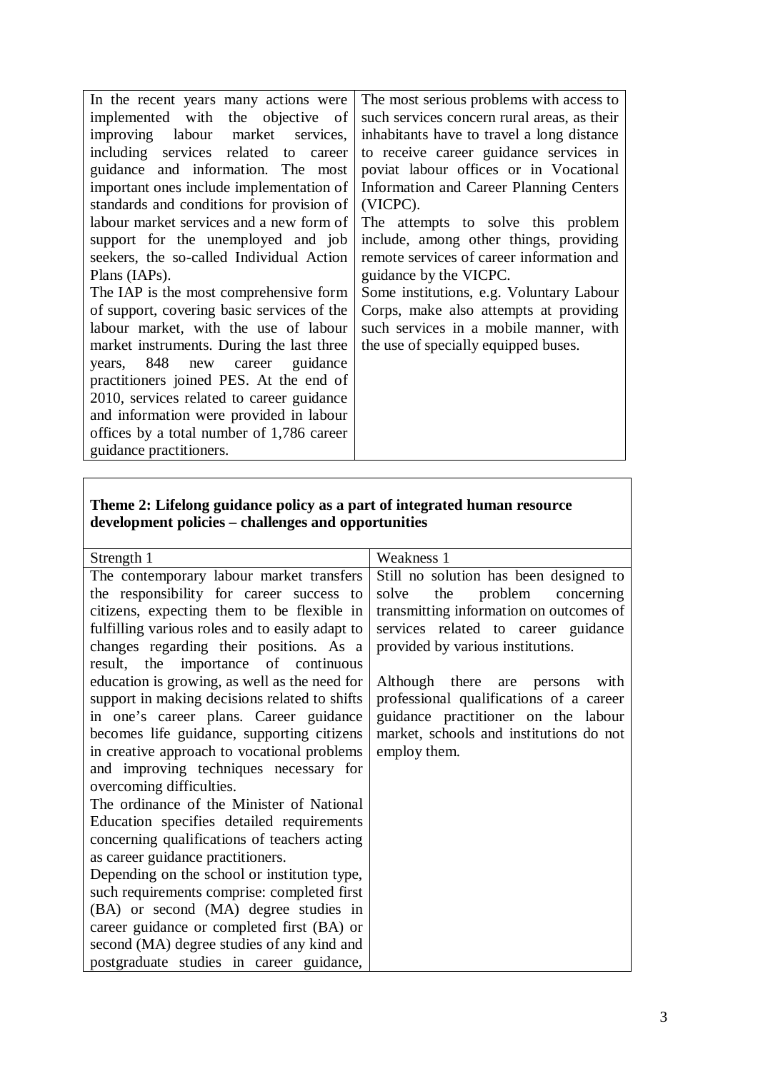| | |
|---|---|
| In the recent years many actions were implemented with the objective of improving labour market services, including services related to career guidance and information. The most important ones include implementation of standards and conditions for provision of labour market services and a new form of support for the unemployed and job seekers, the so-called Individual Action Plans (IAPs).<br>The IAP is the most comprehensive form of support, covering basic services of the labour market, with the use of labour market instruments. During the last three years, 848 new career guidance practitioners joined PES. At the end of 2010, services related to career guidance and information were provided in labour offices by a total number of 1,786 career guidance practitioners. | The most serious problems with access to such services concern rural areas, as their inhabitants have to travel a long distance to receive career guidance services in poviat labour offices or in Vocational Information and Career Planning Centers (VICPC).<br>The attempts to solve this problem include, among other things, providing remote services of career information and guidance by the VICPC.<br>Some institutions, e.g. Voluntary Labour Corps, make also attempts at providing such services in a mobile manner, with the use of specially equipped buses. |

**Theme 2: Lifelong guidance policy as a part of integrated human resource development policies – challenges and opportunities**

| Strength 1 | Weakness 1 |
|---|---|
| The contemporary labour market transfers the responsibility for career success to citizens, expecting them to be flexible in fulfilling various roles and to easily adapt to changes regarding their positions. As a result, the importance of continuous education is growing, as well as the need for support in making decisions related to shifts in one's career plans. Career guidance becomes life guidance, supporting citizens in creative approach to vocational problems and improving techniques necessary for overcoming difficulties.<br>The ordinance of the Minister of National Education specifies detailed requirements concerning qualifications of teachers acting as career guidance practitioners.<br>Depending on the school or institution type, such requirements comprise: completed first (BA) or second (MA) degree studies in career guidance or completed first (BA) or second (MA) degree studies of any kind and postgraduate studies in career guidance, | Still no solution has been designed to solve the problem concerning transmitting information on outcomes of services related to career guidance provided by various institutions.<br><br>Although there are persons with professional qualifications of a career guidance practitioner on the labour market, schools and institutions do not employ them. |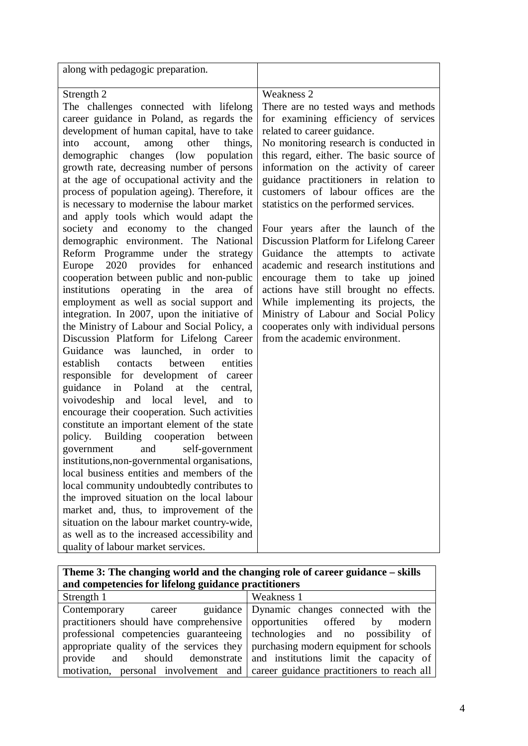| | |
|---|---|
| along with pedagogic preparation. | |
| Strength 2<br>The challenges connected with lifelong career guidance in Poland, as regards the development of human capital, have to take into account, among other things, demographic changes (low population growth rate, decreasing number of persons at the age of occupational activity and the process of population ageing). Therefore, it is necessary to modernise the labour market and apply tools which would adapt the society and economy to the changed demographic environment. The National Reform Programme under the strategy Europe 2020 provides for enhanced cooperation between public and non-public institutions operating in the area of employment as well as social support and integration. In 2007, upon the initiative of the Ministry of Labour and Social Policy, a Discussion Platform for Lifelong Career Guidance was launched, in order to establish contacts between entities responsible for development of career guidance in Poland at the central, voivodeship and local level, and to encourage their cooperation. Such activities constitute an important element of the state policy. Building cooperation between government and self-government institutions,non-governmental organisations, local business entities and members of the local community undoubtedly contributes to the improved situation on the local labour market and, thus, to improvement of the situation on the labour market country-wide, as well as to the increased accessibility and quality of labour market services. | Weakness 2<br>There are no tested ways and methods for examining efficiency of services related to career guidance.<br>No monitoring research is conducted in this regard, either. The basic source of information on the activity of career guidance practitioners in relation to customers of labour offices are the statistics on the performed services.<br><br>Four years after the launch of the Discussion Platform for Lifelong Career Guidance the attempts to activate academic and research institutions and encourage them to take up joined actions have still brought no effects. While implementing its projects, the Ministry of Labour and Social Policy cooperates only with individual persons from the academic environment. |

| **Theme 3: The changing world and the changing role of career guidance – skills and competencies for lifelong guidance practitioners** | |
|---|---|
| Strength 1 | Weakness 1 |
| Contemporary career guidance practitioners should have comprehensive professional competencies guaranteeing appropriate quality of the services they provide and should demonstrate motivation, personal involvement and | Dynamic changes connected with the opportunities offered by modern technologies and no possibility of purchasing modern equipment for schools and institutions limit the capacity of career guidance practitioners to reach all |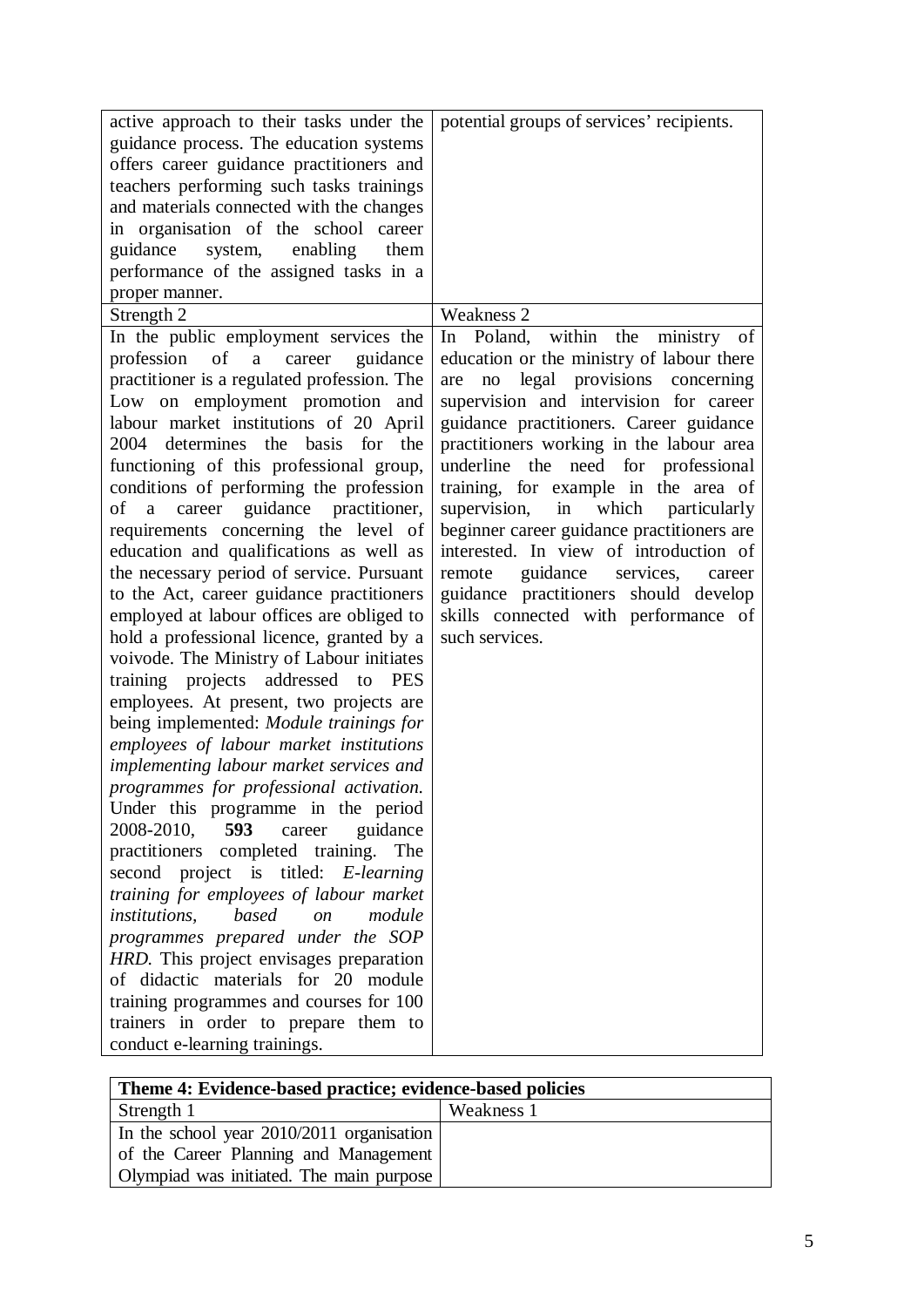| | |
|---|---|
| active approach to their tasks under the guidance process. The education systems offers career guidance practitioners and teachers performing such tasks trainings and materials connected with the changes in organisation of the school career guidance system, enabling them performance of the assigned tasks in a proper manner. | potential groups of services' recipients. |
| Strength 2 | Weakness 2 |
| In the public employment services the profession of a career guidance practitioner is a regulated profession. The Low on employment promotion and labour market institutions of 20 April 2004 determines the basis for the functioning of this professional group, conditions of performing the profession of a career guidance practitioner, requirements concerning the level of education and qualifications as well as the necessary period of service. Pursuant to the Act, career guidance practitioners employed at labour offices are obliged to hold a professional licence, granted by a voivode. The Ministry of Labour initiates training projects addressed to PES employees. At present, two projects are being implemented: *Module trainings for employees of labour market institutions implementing labour market services and programmes for professional activation.* Under this programme in the period 2008-2010, **593** career guidance practitioners completed training. The second project is titled: *E-learning training for employees of labour market institutions, based on module programmes prepared under the SOP HRD.* This project envisages preparation of didactic materials for 20 module training programmes and courses for 100 trainers in order to prepare them to conduct e-learning trainings. | In Poland, within the ministry of education or the ministry of labour there are no legal provisions concerning supervision and intervision for career guidance practitioners. Career guidance practitioners working in the labour area underline the need for professional training, for example in the area of supervision, in which particularly beginner career guidance practitioners are interested. In view of introduction of remote guidance services, career guidance practitioners should develop skills connected with performance of such services. |

| **Theme 4: Evidence-based practice; evidence-based policies** | |
|---|---|
| Strength 1 | Weakness 1 |
| In the school year 2010/2011 organisation of the Career Planning and Management Olympiad was initiated. The main purpose | |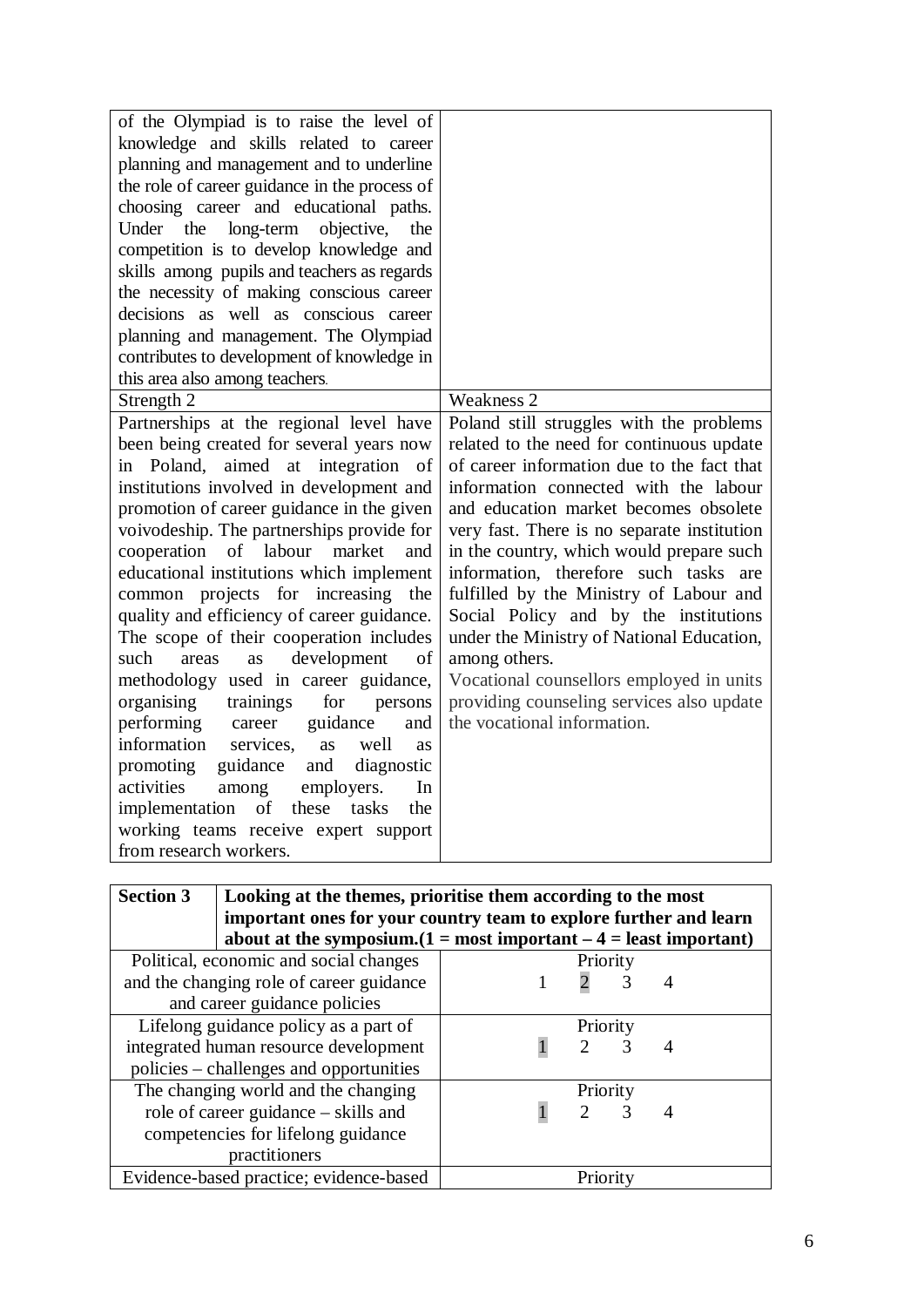| | |
|---|---|
| of the Olympiad is to raise the level of knowledge and skills related to career planning and management and to underline the role of career guidance in the process of choosing career and educational paths. Under the long-term objective, the competition is to develop knowledge and skills among pupils and teachers as regards the necessity of making conscious career decisions as well as conscious career planning and management. The Olympiad contributes to development of knowledge in this area also among teachers. | |
| Strength 2 | Weakness 2 |
| Partnerships at the regional level have been being created for several years now in Poland, aimed at integration of institutions involved in development and promotion of career guidance in the given voivodeship. The partnerships provide for cooperation of labour market and educational institutions which implement common projects for increasing the quality and efficiency of career guidance. The scope of their cooperation includes such areas as development of methodology used in career guidance, organising trainings for persons performing career guidance and information services, as well as promoting guidance and diagnostic activities among employers. In implementation of these tasks the working teams receive expert support from research workers. | Poland still struggles with the problems related to the need for continuous update of career information due to the fact that information connected with the labour and education market becomes obsolete very fast. There is no separate institution in the country, which would prepare such information, therefore such tasks are fulfilled by the Ministry of Labour and Social Policy and by the institutions under the Ministry of National Education, among others.<br>Vocational counsellors employed in units providing counseling services also update the vocational information. |

| **Section 3** | **Looking at the themes, prioritise them according to the most important ones for your country team to explore further and learn about at the symposium.(1 = most important – 4 = least important)** |
|---|---|
| Political, economic and social changes and the changing role of career guidance and career guidance policies | Priority<br>1 **2** 3 4 |
| Lifelong guidance policy as a part of integrated human resource development policies – challenges and opportunities | Priority<br>**1** 2 3 4 |
| The changing world and the changing role of career guidance – skills and competencies for lifelong guidance practitioners | Priority<br>**1** 2 3 4 |
| Evidence-based practice; evidence-based | Priority |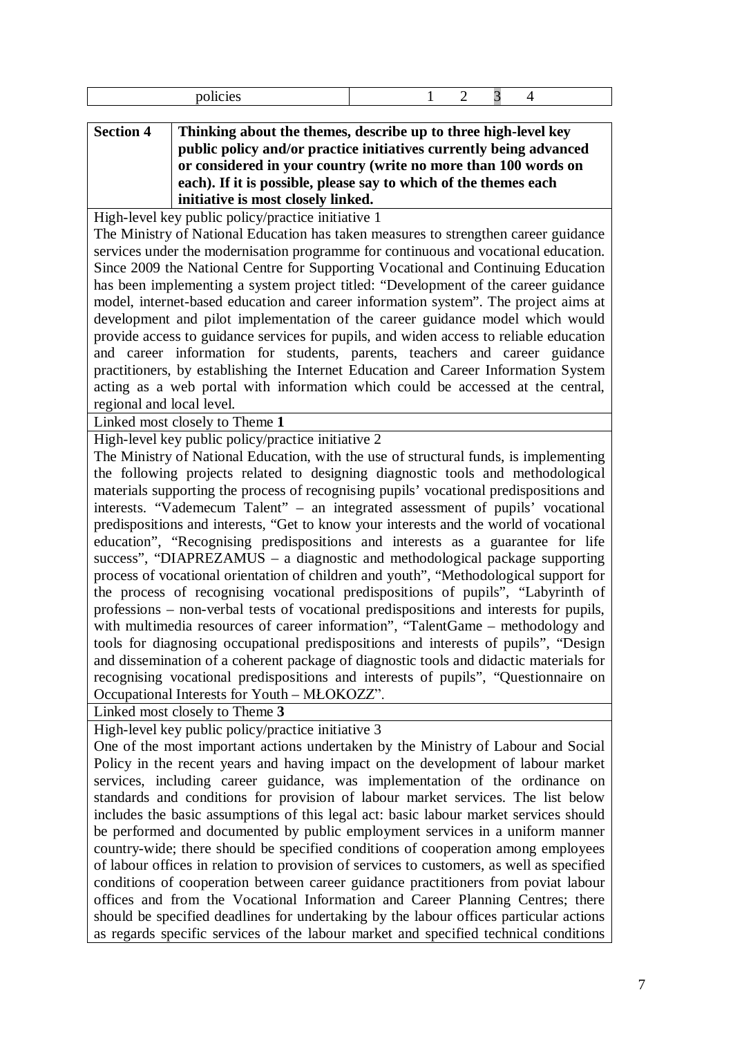| policies | 1 2 3 4 |
|---|---|

| **Section 4** | **Thinking about the themes, describe up to three high-level key public policy and/or practice initiatives currently being advanced or considered in your country (write no more than 100 words on each). If it is possible, please say to which of the themes each initiative is most closely linked.** |
|---|---|

High-level key public policy/practice initiative 1

The Ministry of National Education has taken measures to strengthen career guidance services under the modernisation programme for continuous and vocational education. Since 2009 the National Centre for Supporting Vocational and Continuing Education has been implementing a system project titled: "Development of the career guidance model, internet-based education and career information system". The project aims at development and pilot implementation of the career guidance model which would provide access to guidance services for pupils, and widen access to reliable education and career information for students, parents, teachers and career guidance practitioners, by establishing the Internet Education and Career Information System acting as a web portal with information which could be accessed at the central, regional and local level.

Linked most closely to Theme **1**

High-level key public policy/practice initiative 2

The Ministry of National Education, with the use of structural funds, is implementing the following projects related to designing diagnostic tools and methodological materials supporting the process of recognising pupils' vocational predispositions and interests. "Vademecum Talent" – an integrated assessment of pupils' vocational predispositions and interests, "Get to know your interests and the world of vocational education", "Recognising predispositions and interests as a guarantee for life success", "DIAPREZAMUS – a diagnostic and methodological package supporting process of vocational orientation of children and youth", "Methodological support for the process of recognising vocational predispositions of pupils", "Labyrinth of professions – non-verbal tests of vocational predispositions and interests for pupils, with multimedia resources of career information", "TalentGame – methodology and tools for diagnosing occupational predispositions and interests of pupils", "Design and dissemination of a coherent package of diagnostic tools and didactic materials for recognising vocational predispositions and interests of pupils", "Questionnaire on Occupational Interests for Youth – MŁOKOZZ".

Linked most closely to Theme **3**

High-level key public policy/practice initiative 3

One of the most important actions undertaken by the Ministry of Labour and Social Policy in the recent years and having impact on the development of labour market services, including career guidance, was implementation of the ordinance on standards and conditions for provision of labour market services. The list below includes the basic assumptions of this legal act: basic labour market services should be performed and documented by public employment services in a uniform manner country-wide; there should be specified conditions of cooperation among employees of labour offices in relation to provision of services to customers, as well as specified conditions of cooperation between career guidance practitioners from poviat labour offices and from the Vocational Information and Career Planning Centres; there should be specified deadlines for undertaking by the labour offices particular actions as regards specific services of the labour market and specified technical conditions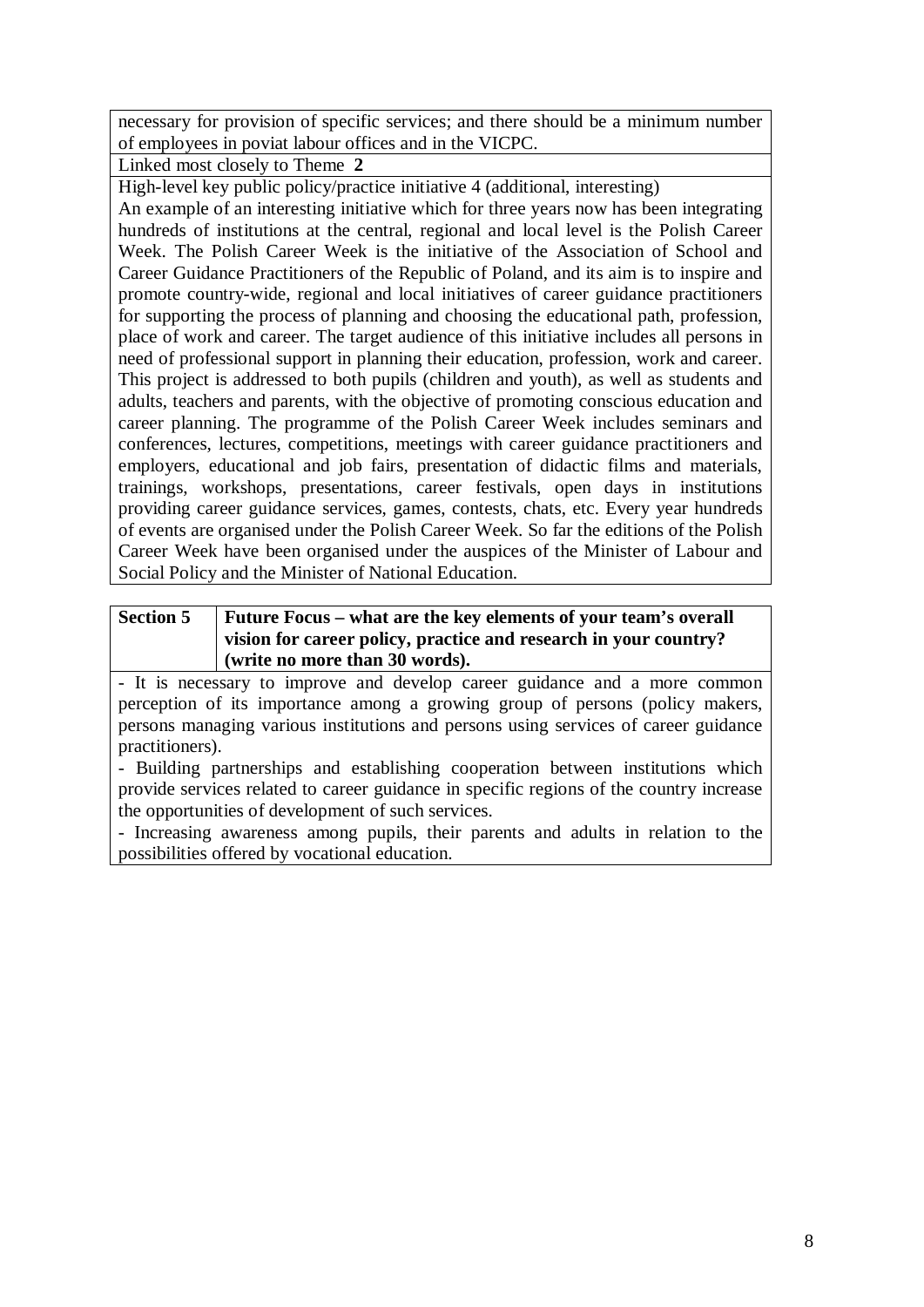necessary for provision of specific services; and there should be a minimum number of employees in poviat labour offices and in the VICPC.

Linked most closely to Theme **2**

High-level key public policy/practice initiative 4 (additional, interesting)

An example of an interesting initiative which for three years now has been integrating hundreds of institutions at the central, regional and local level is the Polish Career Week. The Polish Career Week is the initiative of the Association of School and Career Guidance Practitioners of the Republic of Poland, and its aim is to inspire and promote country-wide, regional and local initiatives of career guidance practitioners for supporting the process of planning and choosing the educational path, profession, place of work and career. The target audience of this initiative includes all persons in need of professional support in planning their education, profession, work and career. This project is addressed to both pupils (children and youth), as well as students and adults, teachers and parents, with the objective of promoting conscious education and career planning. The programme of the Polish Career Week includes seminars and conferences, lectures, competitions, meetings with career guidance practitioners and employers, educational and job fairs, presentation of didactic films and materials, trainings, workshops, presentations, career festivals, open days in institutions providing career guidance services, games, contests, chats, etc. Every year hundreds of events are organised under the Polish Career Week. So far the editions of the Polish Career Week have been organised under the auspices of the Minister of Labour and Social Policy and the Minister of National Education.

| **Section 5** | **Future Focus – what are the key elements of your team's overall vision for career policy, practice and research in your country? (write no more than 30 words).** |
|---|---|

- It is necessary to improve and develop career guidance and a more common perception of its importance among a growing group of persons (policy makers, persons managing various institutions and persons using services of career guidance practitioners).
- Building partnerships and establishing cooperation between institutions which provide services related to career guidance in specific regions of the country increase the opportunities of development of such services.
- Increasing awareness among pupils, their parents and adults in relation to the possibilities offered by vocational education.